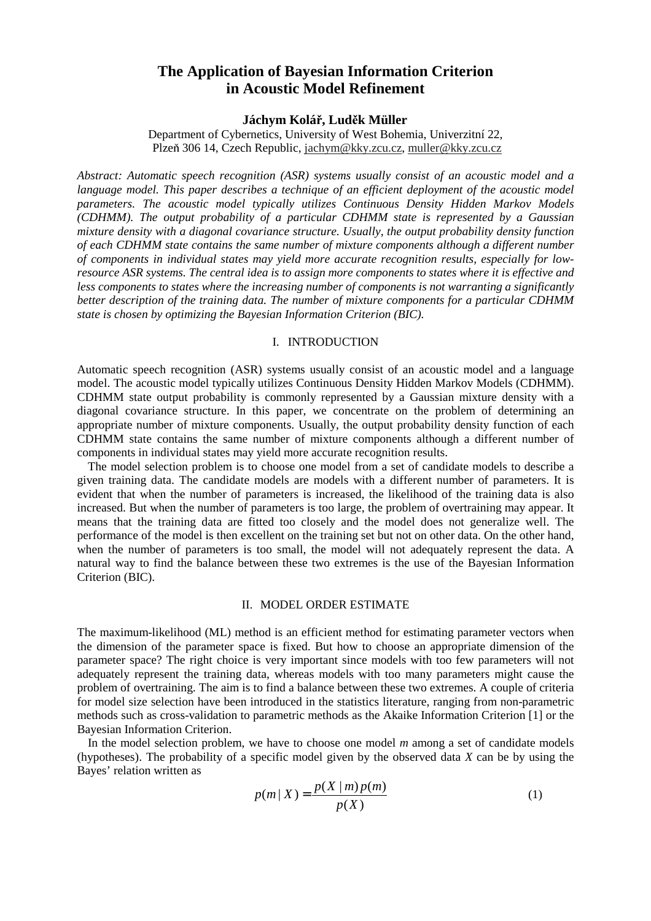# The Application of Bayesian Information Criterion in Acoustic Model Refinement

**Jáchym Kolář, Luděk Müller**

Department of Cybernetics, University of West Bohemia, Univerzitní 22, Plzeň 306 14, Czech Republic, jachym@kky.zcu.cz, muller@kky.zcu.cz

*Abstract: Automatic speech recognition (ASR) systems usually consist of an acoustic model and a language model. This paper describes a technique of an efficient deployment of the acoustic model parameters. The acoustic model typically utilizes Continuous Density Hidden Markov Models (CDHMM). The output probability of a particular CDHMM state is represented by a Gaussian mixture density with a diagonal covariance structure. Usually, the output probability density function of each CDHMM state contains the same number of mixture components although a different number of components in individual states may yield more accurate recognition results, especially for low-resource ASR systems. The central idea is to assign more components to states where it is effective and less components to states where the increasing number of components is not warranting a significantly better description of the training data. The number of mixture components for a particular CDHMM state is chosen by optimizing the Bayesian Information Criterion (BIC).*

## I. INTRODUCTION

Automatic speech recognition (ASR) systems usually consist of an acoustic model and a language model. The acoustic model typically utilizes Continuous Density Hidden Markov Models (CDHMM). CDHMM state output probability is commonly represented by a Gaussian mixture density with a diagonal covariance structure. In this paper, we concentrate on the problem of determining an appropriate number of mixture components. Usually, the output probability density function of each CDHMM state contains the same number of mixture components although a different number of components in individual states may yield more accurate recognition results.

The model selection problem is to choose one model from a set of candidate models to describe a given training data. The candidate models are models with a different number of parameters. It is evident that when the number of parameters is increased, the likelihood of the training data is also increased. But when the number of parameters is too large, the problem of overtraining may appear. It means that the training data are fitted too closely and the model does not generalize well. The performance of the model is then excellent on the training set but not on other data. On the other hand, when the number of parameters is too small, the model will not adequately represent the data. A natural way to find the balance between these two extremes is the use of the Bayesian Information Criterion (BIC).

## II. MODEL ORDER ESTIMATE

The maximum-likelihood (ML) method is an efficient method for estimating parameter vectors when the dimension of the parameter space is fixed. But how to choose an appropriate dimension of the parameter space? The right choice is very important since models with too few parameters will not adequately represent the training data, whereas models with too many parameters might cause the problem of overtraining. The aim is to find a balance between these two extremes. A couple of criteria for model size selection have been introduced in the statistics literature, ranging from non-parametric methods such as cross-validation to parametric methods as the Akaike Information Criterion [1] or the Bayesian Information Criterion.

In the model selection problem, we have to choose one model $m$ among a set of candidate models (hypotheses). The probability of a specific model given by the observed data $X$ can be by using the Bayes' relation written as

$$p(m \mid X) = \frac{p(X \mid m)\, p(m)}{p(X)} \tag{1}$$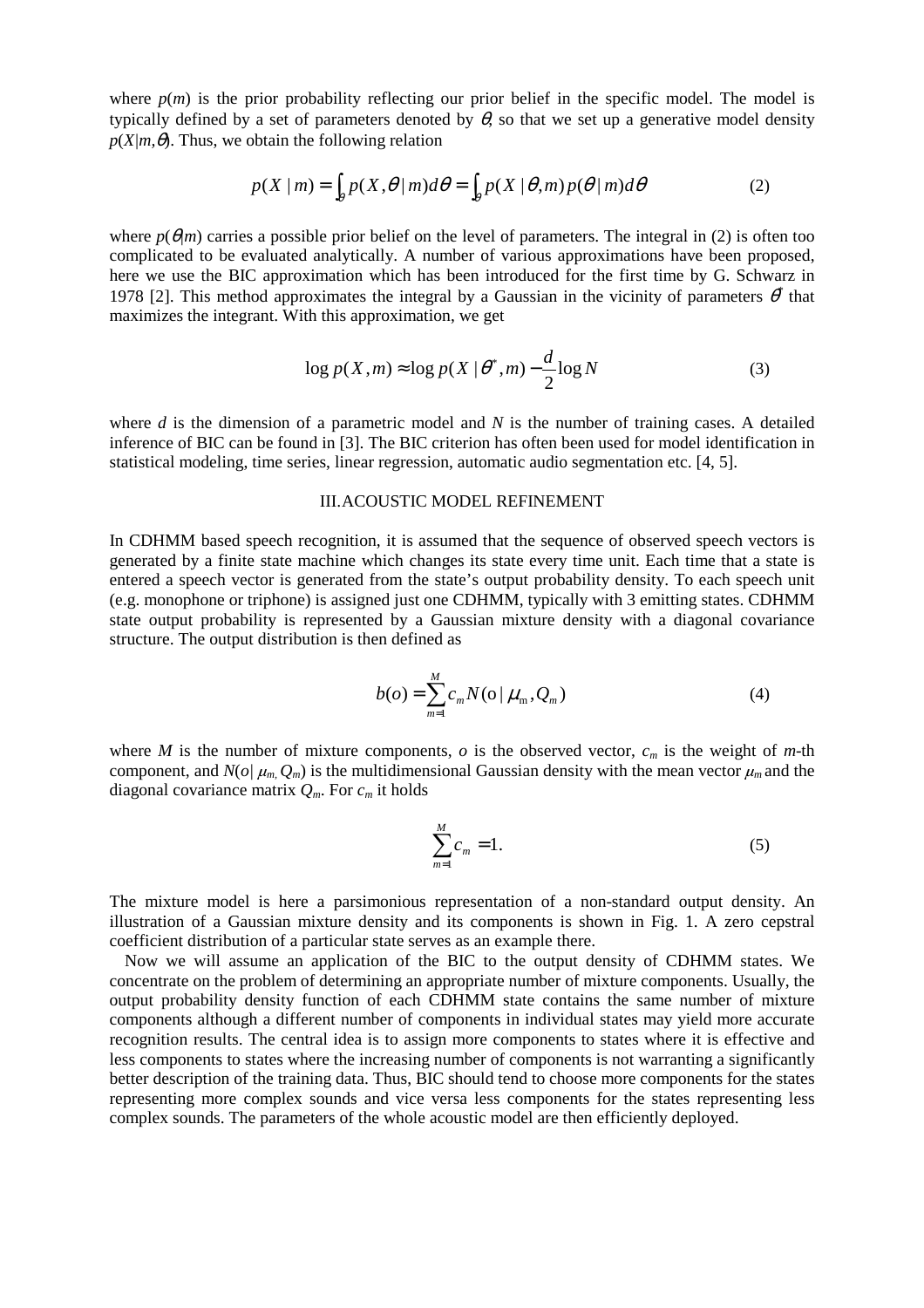where $p(m)$ is the prior probability reflecting our prior belief in the specific model. The model is typically defined by a set of parameters denoted by $\theta$, so that we set up a generative model density $p(X|m,\theta)$. Thus, we obtain the following relation

$$p(X \mid m) = \int_{\theta} p(X,\theta \mid m) d\theta = \int_{\theta} p(X \mid \theta, m) p(\theta \mid m) d\theta \tag{2}$$

where $p(\theta|m)$ carries a possible prior belief on the level of parameters. The integral in (2) is often too complicated to be evaluated analytically. A number of various approximations have been proposed, here we use the BIC approximation which has been introduced for the first time by G. Schwarz in 1978 [2]. This method approximates the integral by a Gaussian in the vicinity of parameters $\theta^*$ that maximizes the integrant. With this approximation, we get

$$\log p(X,m) \approx \log p(X \mid \theta^*, m) - \frac{d}{2} \log N \tag{3}$$

where $d$ is the dimension of a parametric model and $N$ is the number of training cases. A detailed inference of BIC can be found in [3]. The BIC criterion has often been used for model identification in statistical modeling, time series, linear regression, automatic audio segmentation etc. [4, 5].

## III. ACOUSTIC MODEL REFINEMENT

In CDHMM based speech recognition, it is assumed that the sequence of observed speech vectors is generated by a finite state machine which changes its state every time unit. Each time that a state is entered a speech vector is generated from the state's output probability density. To each speech unit (e.g. monophone or triphone) is assigned just one CDHMM, typically with 3 emitting states. CDHMM state output probability is represented by a Gaussian mixture density with a diagonal covariance structure. The output distribution is then defined as

$$b(o) = \sum_{m=1}^{M} c_m N(\mathrm{o} \mid \mu_{\mathrm{m}}, Q_m) \tag{4}$$

where $M$ is the number of mixture components, $o$ is the observed vector, $c_m$ is the weight of $m$-th component, and $N(o|\,\mu_m, Q_m)$ is the multidimensional Gaussian density with the mean vector $\mu_m$ and the diagonal covariance matrix $Q_m$. For $c_m$ it holds

$$\sum_{m=1}^{M} c_m = 1. \tag{5}$$

The mixture model is here a parsimonious representation of a non-standard output density. An illustration of a Gaussian mixture density and its components is shown in Fig. 1. A zero cepstral coefficient distribution of a particular state serves as an example there.

Now we will assume an application of the BIC to the output density of CDHMM states. We concentrate on the problem of determining an appropriate number of mixture components. Usually, the output probability density function of each CDHMM state contains the same number of mixture components although a different number of components in individual states may yield more accurate recognition results. The central idea is to assign more components to states where it is effective and less components to states where the increasing number of components is not warranting a significantly better description of the training data. Thus, BIC should tend to choose more components for the states representing more complex sounds and vice versa less components for the states representing less complex sounds. The parameters of the whole acoustic model are then efficiently deployed.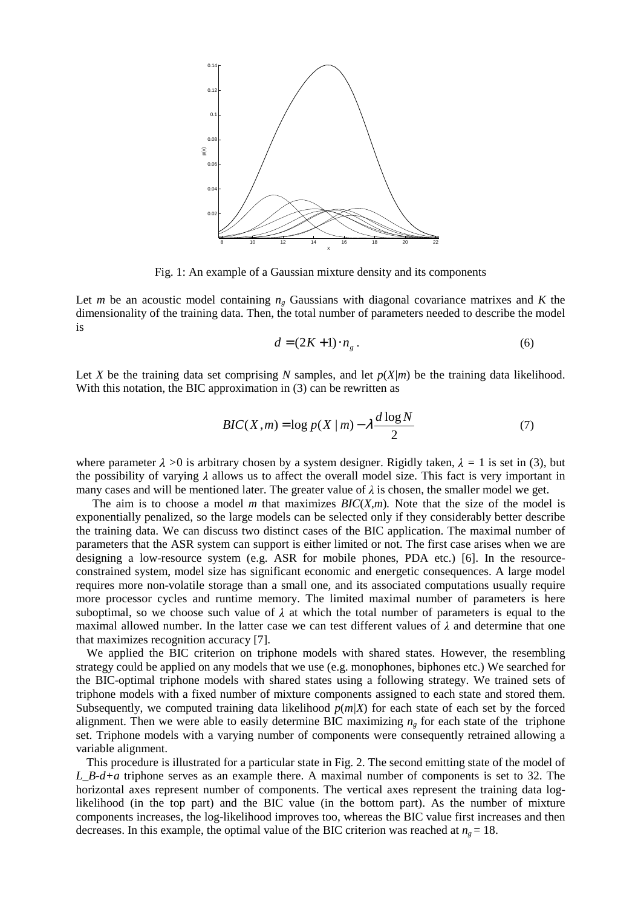Fig. 1: An example of a Gaussian mixture density and its components

Let $m$ be an acoustic model containing $n_g$ Gaussians with diagonal covariance matrixes and $K$ the dimensionality of the training data. Then, the total number of parameters needed to describe the model is

$$d = (2K + 1) \cdot n_g \,. \tag{6}$$

Let $X$ be the training data set comprising $N$ samples, and let $p(X|m)$ be the training data likelihood. With this notation, the BIC approximation in (3) can be rewritten as

$$BIC(X, m) = \log p(X \mid m) - \lambda \frac{d \log N}{2} \tag{7}$$

where parameter $\lambda > 0$ is arbitrary chosen by a system designer. Rigidly taken, $\lambda = 1$ is set in (3), but the possibility of varying $\lambda$ allows us to affect the overall model size. This fact is very important in many cases and will be mentioned later. The greater value of $\lambda$ is chosen, the smaller model we get.

The aim is to choose a model $m$ that maximizes $BIC(X,m)$. Note that the size of the model is exponentially penalized, so the large models can be selected only if they considerably better describe the training data. We can discuss two distinct cases of the BIC application. The maximal number of parameters that the ASR system can support is either limited or not. The first case arises when we are designing a low-resource system (e.g. ASR for mobile phones, PDA etc.) [6]. In the resource-constrained system, model size has significant economic and energetic consequences. A large model requires more non-volatile storage than a small one, and its associated computations usually require more processor cycles and runtime memory. The limited maximal number of parameters is here suboptimal, so we choose such value of $\lambda$ at which the total number of parameters is equal to the maximal allowed number. In the latter case we can test different values of $\lambda$ and determine that one that maximizes recognition accuracy [7].

We applied the BIC criterion on triphone models with shared states. However, the resembling strategy could be applied on any models that we use (e.g. monophones, biphones etc.) We searched for the BIC-optimal triphone models with shared states using a following strategy. We trained sets of triphone models with a fixed number of mixture components assigned to each state and stored them. Subsequently, we computed training data likelihood $p(m|X)$ for each state of each set by the forced alignment. Then we were able to easily determine BIC maximizing $n_g$ for each state of the triphone set. Triphone models with a varying number of components were consequently retrained allowing a variable alignment.

This procedure is illustrated for a particular state in Fig. 2. The second emitting state of the model of *L_B-d+a* triphone serves as an example there. A maximal number of components is set to 32. The horizontal axes represent number of components. The vertical axes represent the training data log-likelihood (in the top part) and the BIC value (in the bottom part). As the number of mixture components increases, the log-likelihood improves too, whereas the BIC value first increases and then decreases. In this example, the optimal value of the BIC criterion was reached at $n_g = 18$.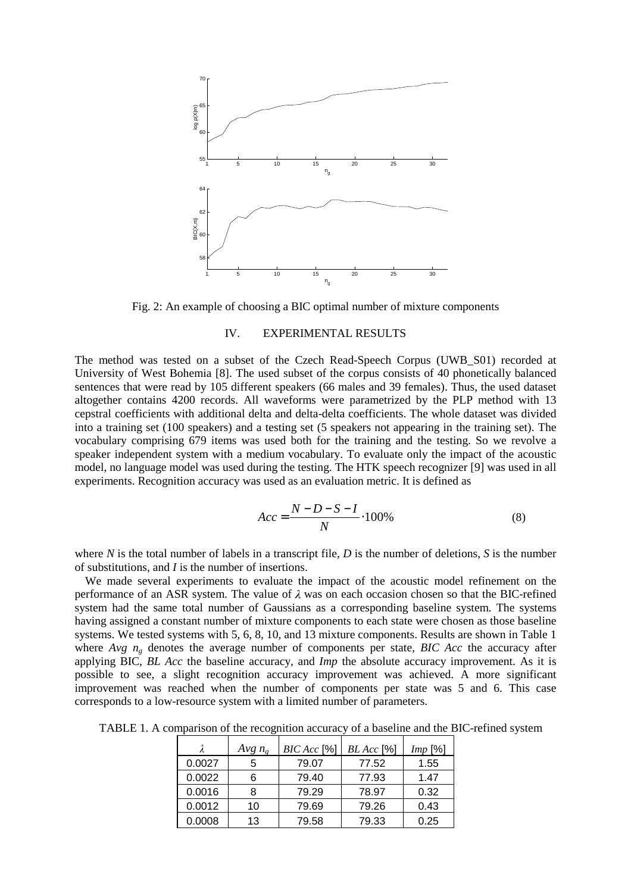Fig. 2: An example of choosing a BIC optimal number of mixture components

## IV. EXPERIMENTAL RESULTS

The method was tested on a subset of the Czech Read-Speech Corpus (UWB_S01) recorded at University of West Bohemia [8]. The used subset of the corpus consists of 40 phonetically balanced sentences that were read by 105 different speakers (66 males and 39 females). Thus, the used dataset altogether contains 4200 records. All waveforms were parametrized by the PLP method with 13 cepstral coefficients with additional delta and delta-delta coefficients. The whole dataset was divided into a training set (100 speakers) and a testing set (5 speakers not appearing in the training set). The vocabulary comprising 679 items was used both for the training and the testing. So we revolve a speaker independent system with a medium vocabulary. To evaluate only the impact of the acoustic model, no language model was used during the testing. The HTK speech recognizer [9] was used in all experiments. Recognition accuracy was used as an evaluation metric. It is defined as

$$Acc = \frac{N - D - S - I}{N} \cdot 100\% \tag{8}$$

where $N$ is the total number of labels in a transcript file, $D$ is the number of deletions, $S$ is the number of substitutions, and $I$ is the number of insertions.

We made several experiments to evaluate the impact of the acoustic model refinement on the performance of an ASR system. The value of $\lambda$ was on each occasion chosen so that the BIC-refined system had the same total number of Gaussians as a corresponding baseline system. The systems having assigned a constant number of mixture components to each state were chosen as those baseline systems. We tested systems with 5, 6, 8, 10, and 13 mixture components. Results are shown in Table 1 where *Avg* $n_g$ denotes the average number of components per state, *BIC Acc* the accuracy after applying BIC, *BL Acc* the baseline accuracy, and *Imp* the absolute accuracy improvement. As it is possible to see, a slight recognition accuracy improvement was achieved. A more significant improvement was reached when the number of components per state was 5 and 6. This case corresponds to a low-resource system with a limited number of parameters.

TABLE 1. A comparison of the recognition accuracy of a baseline and the BIC-refined system

| $\lambda$ | *Avg* $n_g$ | *BIC Acc* [%] | *BL Acc* [%] | *Imp* [%] |
|---|---|---|---|---|
| 0.0027 | 5 | 79.07 | 77.52 | 1.55 |
| 0.0022 | 6 | 79.40 | 77.93 | 1.47 |
| 0.0016 | 8 | 79.29 | 78.97 | 0.32 |
| 0.0012 | 10 | 79.69 | 79.26 | 0.43 |
| 0.0008 | 13 | 79.58 | 79.33 | 0.25 |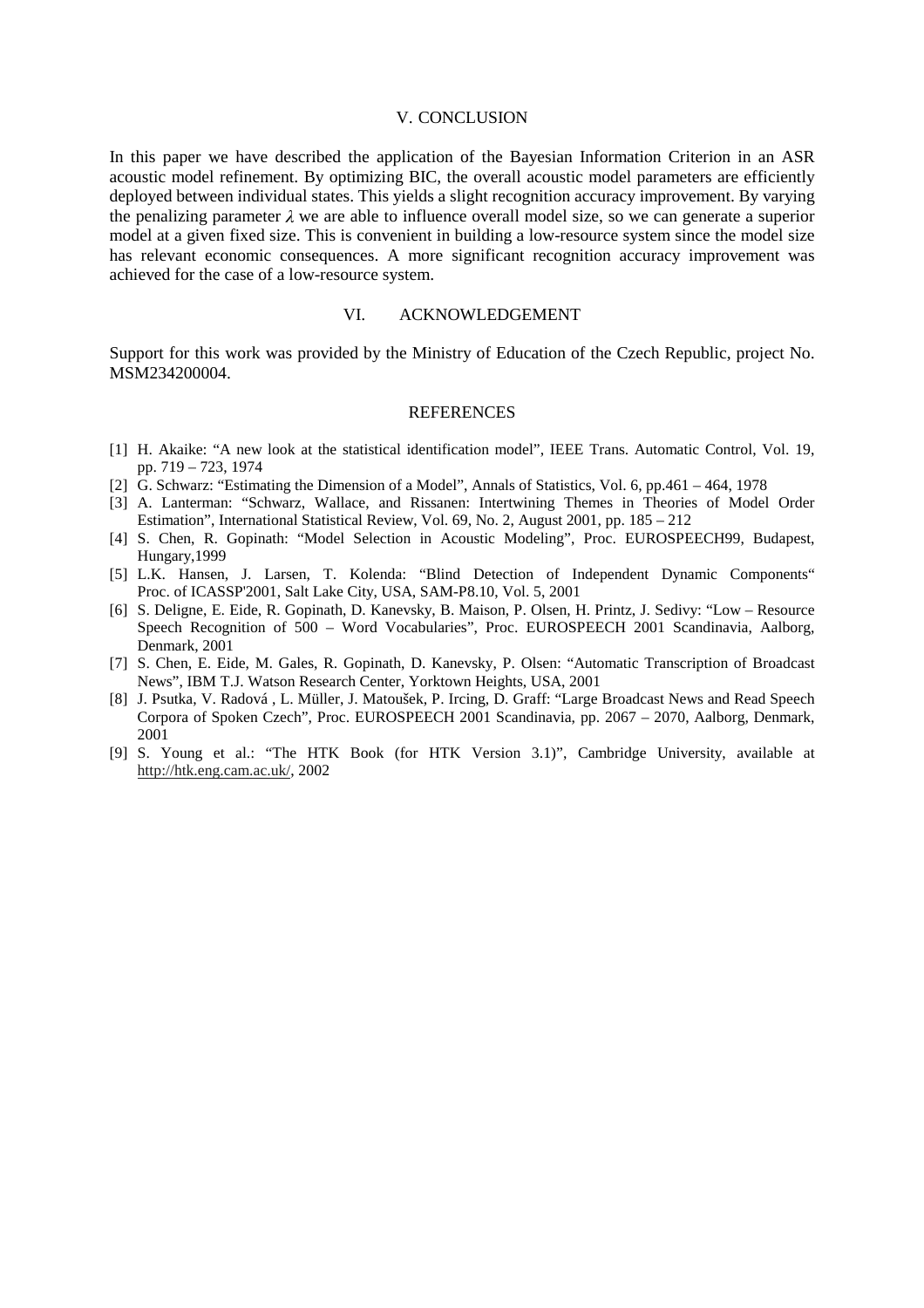## V. CONCLUSION

In this paper we have described the application of the Bayesian Information Criterion in an ASR acoustic model refinement. By optimizing BIC, the overall acoustic model parameters are efficiently deployed between individual states. This yields a slight recognition accuracy improvement. By varying the penalizing parameter $\lambda$ we are able to influence overall model size, so we can generate a superior model at a given fixed size. This is convenient in building a low-resource system since the model size has relevant economic consequences. A more significant recognition accuracy improvement was achieved for the case of a low-resource system.

## VI. ACKNOWLEDGEMENT

Support for this work was provided by the Ministry of Education of the Czech Republic, project No. MSM234200004.

## REFERENCES

[1] H. Akaike: "A new look at the statistical identification model", IEEE Trans. Automatic Control, Vol. 19, pp. 719 – 723, 1974

[2] G. Schwarz: "Estimating the Dimension of a Model", Annals of Statistics, Vol. 6, pp.461 – 464, 1978

[3] A. Lanterman: "Schwarz, Wallace, and Rissanen: Intertwining Themes in Theories of Model Order Estimation", International Statistical Review, Vol. 69, No. 2, August 2001, pp. 185 – 212

[4] S. Chen, R. Gopinath: "Model Selection in Acoustic Modeling", Proc. EUROSPEECH99, Budapest, Hungary,1999

[5] L.K. Hansen, J. Larsen, T. Kolenda: "Blind Detection of Independent Dynamic Components" Proc. of ICASSP'2001, Salt Lake City, USA, SAM-P8.10, Vol. 5, 2001

[6] S. Deligne, E. Eide, R. Gopinath, D. Kanevsky, B. Maison, P. Olsen, H. Printz, J. Sedivy: "Low – Resource Speech Recognition of 500 – Word Vocabularies", Proc. EUROSPEECH 2001 Scandinavia, Aalborg, Denmark, 2001

[7] S. Chen, E. Eide, M. Gales, R. Gopinath, D. Kanevsky, P. Olsen: "Automatic Transcription of Broadcast News", IBM T.J. Watson Research Center, Yorktown Heights, USA, 2001

[8] J. Psutka, V. Radová , L. Müller, J. Matoušek, P. Ircing, D. Graff: "Large Broadcast News and Read Speech Corpora of Spoken Czech", Proc. EUROSPEECH 2001 Scandinavia, pp. 2067 – 2070, Aalborg, Denmark, 2001

[9] S. Young et al.: "The HTK Book (for HTK Version 3.1)", Cambridge University, available at http://htk.eng.cam.ac.uk/, 2002